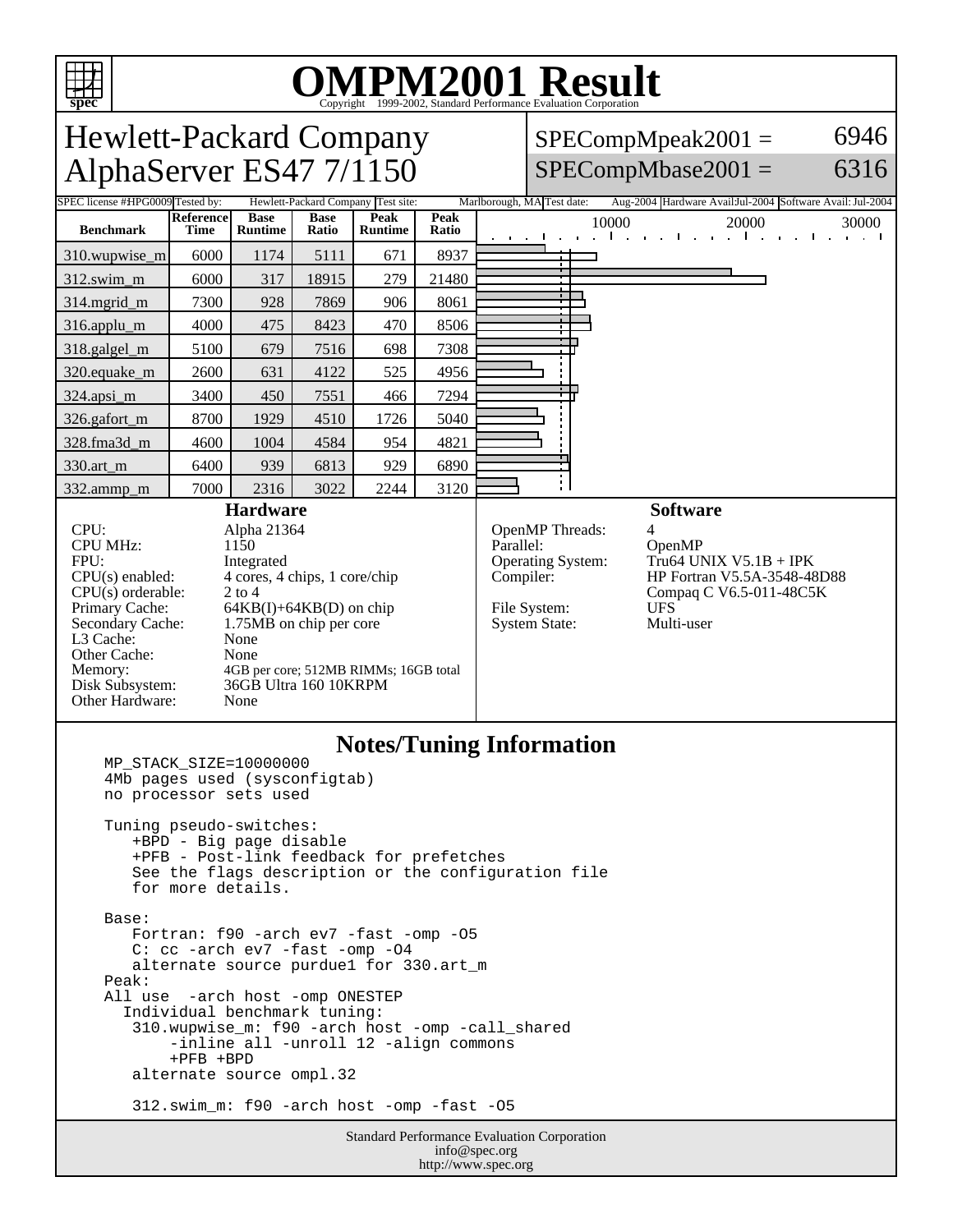# OMPM2001 Result

Copyright 1999-2002, Standard Performance Evaluation Corporation

## Hewlett-Packard Company AlphaServer ES47 7/1150

SPECompMpeak2001 = 6946

SPECompMbase2001 = 6316

| SPEC license #: HPG0009 | Tested by: Hewlett-Packard Company | Test site: Marlborough, MA | Test date: Aug-2004 | Hardware Avail: Jul-2004 | Software Avail: Jul-2004 |
|---|---|---|---|---|---|

| Benchmark | Reference Time | Base Runtime | Base Ratio | Peak Runtime | Peak Ratio |
|---|---|---|---|---|---|
| 310.wupwise_m | 6000 | 1174 | 5111 | 671 | 8937 |
| 312.swim_m | 6000 | 317 | 18915 | 279 | 21480 |
| 314.mgrid_m | 7300 | 928 | 7869 | 906 | 8061 |
| 316.applu_m | 4000 | 475 | 8423 | 470 | 8506 |
| 318.galgel_m | 5100 | 679 | 7516 | 698 | 7308 |
| 320.equake_m | 2600 | 631 | 4122 | 525 | 4956 |
| 324.apsi_m | 3400 | 450 | 7551 | 466 | 7294 |
| 326.gafort_m | 8700 | 1929 | 4510 | 1726 | 5040 |
| 328.fma3d_m | 4600 | 1004 | 4584 | 954 | 4821 |
| 330.art_m | 6400 | 939 | 6813 | 929 | 6890 |
| 332.ammp_m | 7000 | 2316 | 3022 | 2244 | 3120 |

### Hardware

- CPU: Alpha 21364
- CPU MHz: 1150
- FPU: Integrated
- CPU(s) enabled: 4 cores, 4 chips, 1 core/chip
- CPU(s) orderable: 2 to 4
- Primary Cache: 64KB(I)+64KB(D) on chip
- Secondary Cache: 1.75MB on chip per core
- L3 Cache: None
- Other Cache: None
- Memory: 4GB per core; 512MB RIMMs; 16GB total
- Disk Subsystem: 36GB Ultra 160 10KRPM
- Other Hardware: None

### Software

- OpenMP Threads: 4
- Parallel: OpenMP
- Operating System: Tru64 UNIX V5.1B + IPK
- Compiler: HP Fortran V5.5A-3548-48D88; Compaq C V6.5-011-48C5K
- File System: UFS
- System State: Multi-user

### Notes/Tuning Information

```
MP_STACK_SIZE=10000000
4Mb pages used (sysconfigtab)
no processor sets used

Tuning pseudo-switches:
   +BPD - Big page disable
   +PFB - Post-link feedback for prefetches
   See the flags description or the configuration file
   for more details.

Base:
   Fortran: f90 -arch ev7 -fast -omp -O5
   C: cc -arch ev7 -fast -omp -O4
   alternate source purdue1 for 330.art_m
Peak:
All use  -arch host -omp ONESTEP
  Individual benchmark tuning:
   310.wupwise_m: f90 -arch host -omp -call_shared
       -inline all -unroll 12 -align commons
       +PFB +BPD
   alternate source ompl.32

   312.swim_m: f90 -arch host -omp -fast -O5
```

Standard Performance Evaluation Corporation
info@spec.org
http://www.spec.org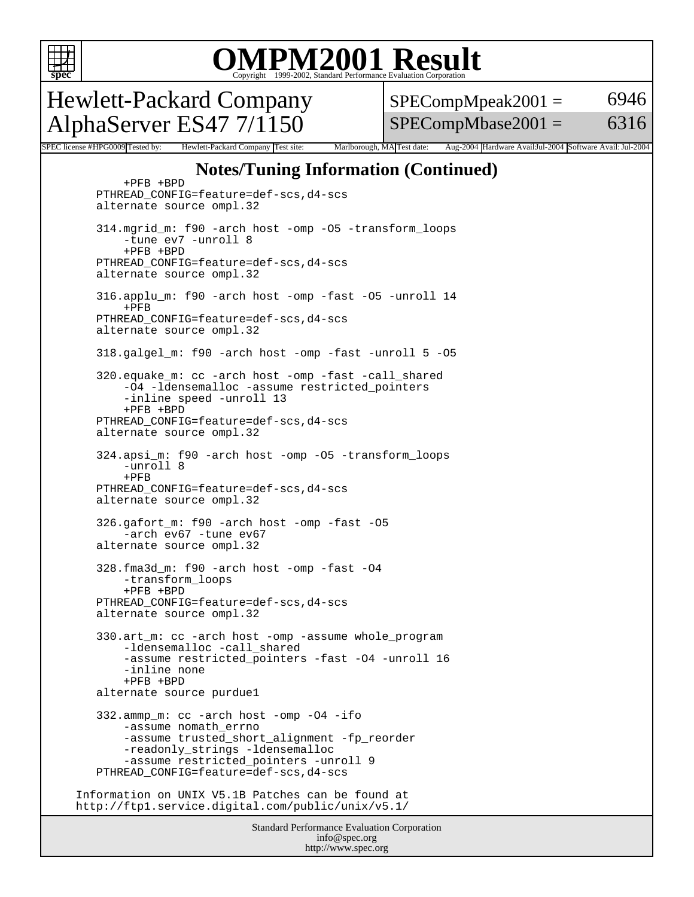# OMPM2001 Result

Copyright 1999-2002, Standard Performance Evaluation Corporation

## Hewlett-Packard Company AlphaServer ES47 7/1150

SPECompMpeak2001 = 6946

SPECompMbase2001 = 6316

SPEC license #HPG0009 Tested by: Hewlett-Packard Company Test site: Marlborough, MA Test date: Aug-2004 Hardware Avail:Jul-2004 Software Avail: Jul-2004

## Notes/Tuning Information (Continued)

```
         +PFB +BPD
      PTHREAD_CONFIG=feature=def-scs,d4-scs
      alternate source ompl.32

      314.mgrid_m: f90 -arch host -omp -O5 -transform_loops
          -tune ev7 -unroll 8
          +PFB +BPD
      PTHREAD_CONFIG=feature=def-scs,d4-scs
      alternate source ompl.32

      316.applu_m: f90 -arch host -omp -fast -O5 -unroll 14
          +PFB
      PTHREAD_CONFIG=feature=def-scs,d4-scs
      alternate source ompl.32

      318.galgel_m: f90 -arch host -omp -fast -unroll 5 -O5

      320.equake_m: cc -arch host -omp -fast -call_shared
          -O4 -ldensemalloc -assume restricted_pointers
          -inline speed -unroll 13
          +PFB +BPD
      PTHREAD_CONFIG=feature=def-scs,d4-scs
      alternate source ompl.32

      324.apsi_m: f90 -arch host -omp -O5 -transform_loops
          -unroll 8
          +PFB
      PTHREAD_CONFIG=feature=def-scs,d4-scs
      alternate source ompl.32

      326.gafort_m: f90 -arch host -omp -fast -O5
          -arch ev67 -tune ev67
      alternate source ompl.32

      328.fma3d_m: f90 -arch host -omp -fast -O4
          -transform_loops
          +PFB +BPD
      PTHREAD_CONFIG=feature=def-scs,d4-scs
      alternate source ompl.32

      330.art_m: cc -arch host -omp -assume whole_program
          -ldensemalloc -call_shared
          -assume restricted_pointers -fast -O4 -unroll 16
          -inline none
          +PFB +BPD
      alternate source purdue1

      332.ammp_m: cc -arch host -omp -O4 -ifo
          -assume nomath_errno
          -assume trusted_short_alignment -fp_reorder
          -readonly_strings -ldensemalloc
          -assume restricted_pointers -unroll 9
      PTHREAD_CONFIG=feature=def-scs,d4-scs

   Information on UNIX V5.1B Patches can be found at
   http://ftp1.service.digital.com/public/unix/v5.1/
```

Standard Performance Evaluation Corporation
info@spec.org
http://www.spec.org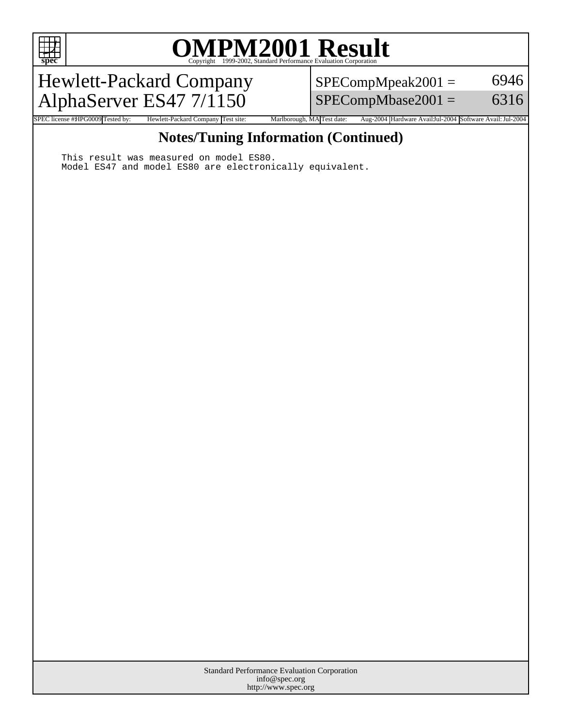# OMPM2001 Result

Copyright 1999-2002, Standard Performance Evaluation Corporation

## Hewlett-Packard Company
## AlphaServer ES47 7/1150

SPECompMpeak2001 = 6946

SPECompMbase2001 = 6316

| SPEC license #: HPG0009 | Tested by: Hewlett-Packard Company | Test site: Marlborough, MA | Test date: Aug-2004 | Hardware Avail: Jul-2004 | Software Avail: Jul-2004 |
|---|---|---|---|---|---|

### Notes/Tuning Information (Continued)

```
This result was measured on model ES80.
Model ES47 and model ES80 are electronically equivalent.
```

Standard Performance Evaluation Corporation
info@spec.org
http://www.spec.org